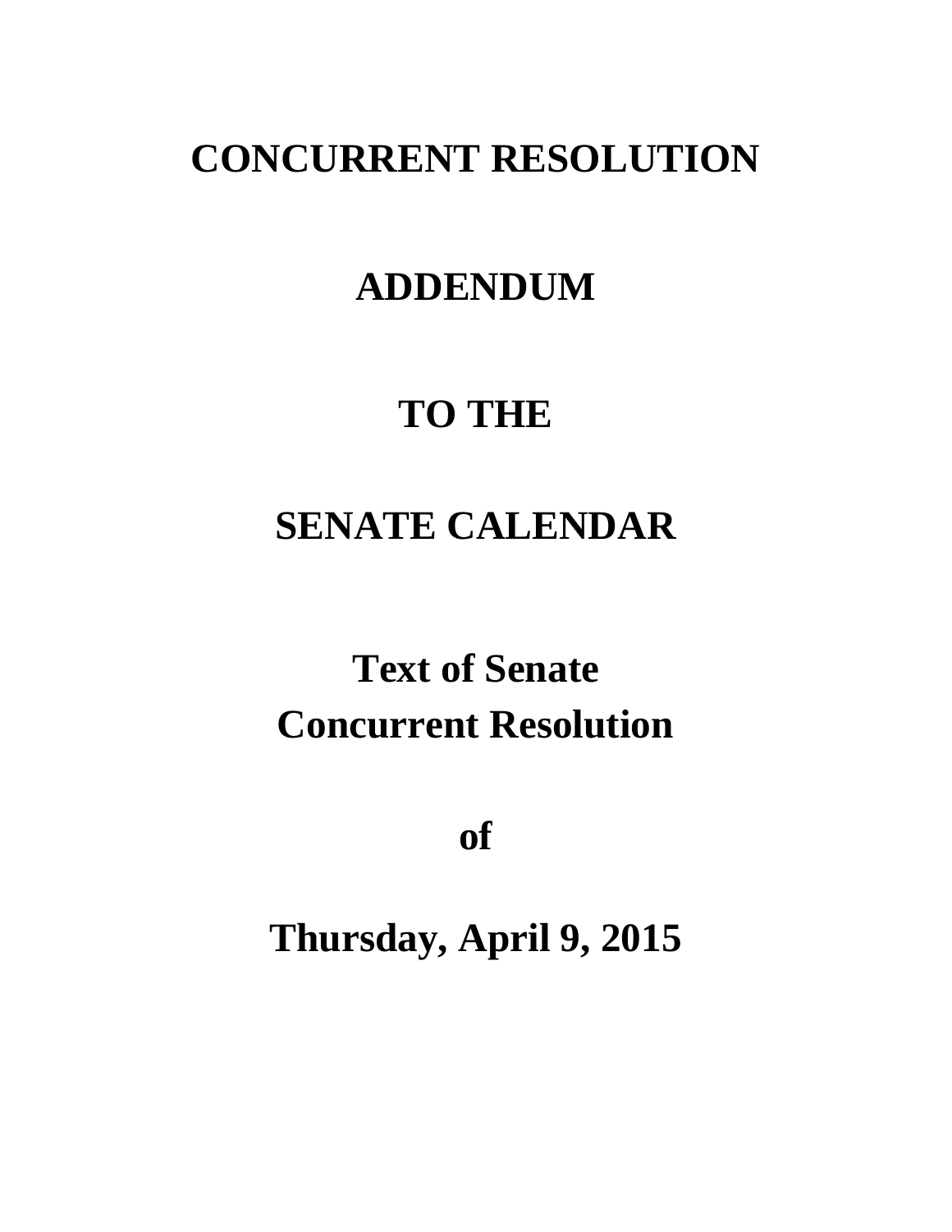# CONCURRENT RESOLUTION

# ADDENDUM

# TO THE

# SENATE CALENDAR

# Text of Senate Concurrent Resolution

# of

# Thursday, April 9, 2015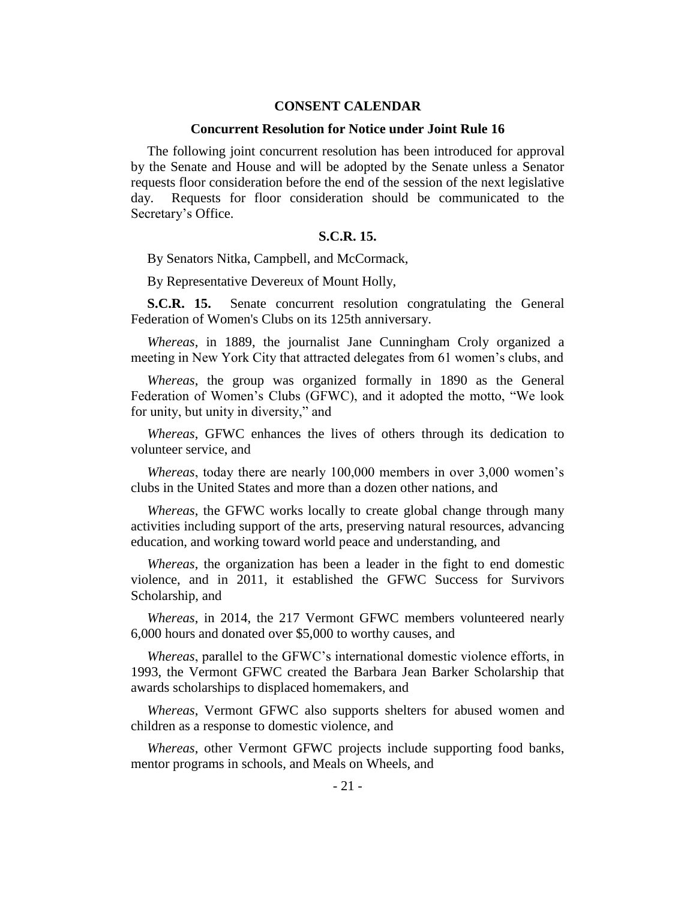## CONSENT CALENDAR

### Concurrent Resolution for Notice under Joint Rule 16

The following joint concurrent resolution has been introduced for approval by the Senate and House and will be adopted by the Senate unless a Senator requests floor consideration before the end of the session of the next legislative day. Requests for floor consideration should be communicated to the Secretary's Office.

### S.C.R. 15.

By Senators Nitka, Campbell, and McCormack,

By Representative Devereux of Mount Holly,

**S.C.R. 15.** Senate concurrent resolution congratulating the General Federation of Women's Clubs on its 125th anniversary.

*Whereas*, in 1889, the journalist Jane Cunningham Croly organized a meeting in New York City that attracted delegates from 61 women's clubs, and

*Whereas*, the group was organized formally in 1890 as the General Federation of Women's Clubs (GFWC), and it adopted the motto, "We look for unity, but unity in diversity," and

*Whereas*, GFWC enhances the lives of others through its dedication to volunteer service, and

*Whereas*, today there are nearly 100,000 members in over 3,000 women's clubs in the United States and more than a dozen other nations, and

*Whereas*, the GFWC works locally to create global change through many activities including support of the arts, preserving natural resources, advancing education, and working toward world peace and understanding, and

*Whereas*, the organization has been a leader in the fight to end domestic violence, and in 2011, it established the GFWC Success for Survivors Scholarship, and

*Whereas*, in 2014, the 217 Vermont GFWC members volunteered nearly 6,000 hours and donated over $5,000 to worthy causes, and

*Whereas*, parallel to the GFWC's international domestic violence efforts, in 1993, the Vermont GFWC created the Barbara Jean Barker Scholarship that awards scholarships to displaced homemakers, and

*Whereas*, Vermont GFWC also supports shelters for abused women and children as a response to domestic violence, and

*Whereas*, other Vermont GFWC projects include supporting food banks, mentor programs in schools, and Meals on Wheels, and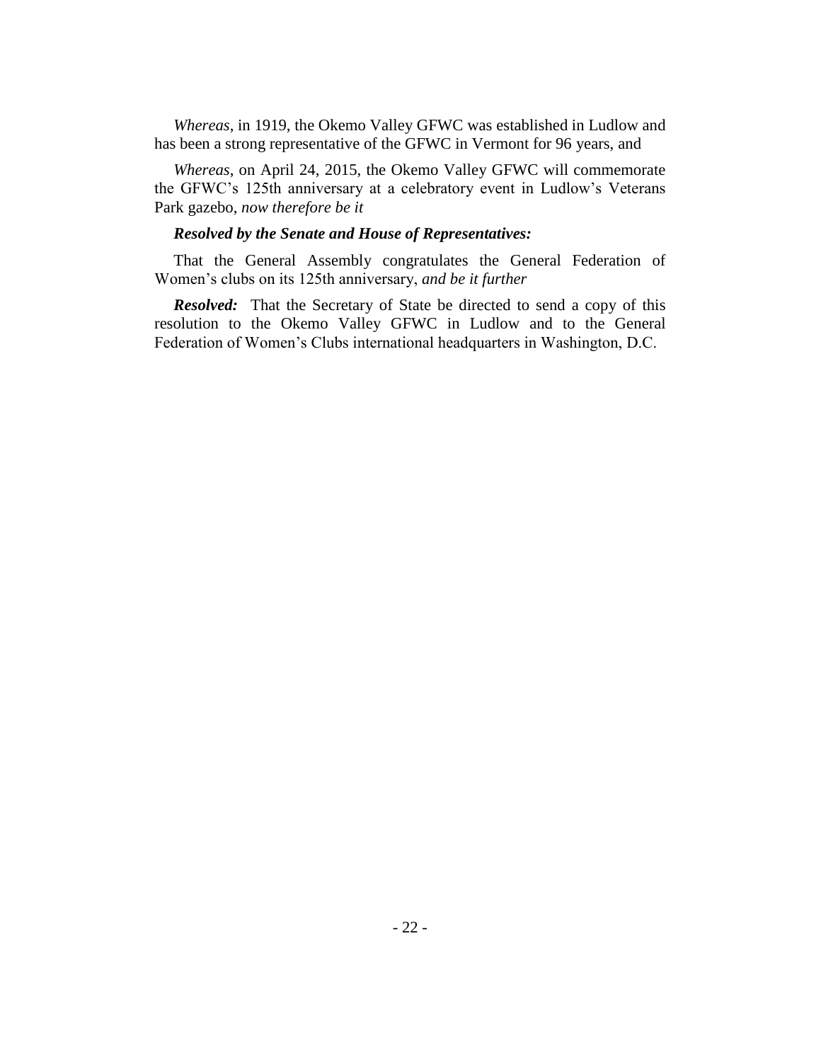*Whereas*, in 1919, the Okemo Valley GFWC was established in Ludlow and has been a strong representative of the GFWC in Vermont for 96 years, and

*Whereas*, on April 24, 2015, the Okemo Valley GFWC will commemorate the GFWC's 125th anniversary at a celebratory event in Ludlow's Veterans Park gazebo, *now therefore be it*

***Resolved by the Senate and House of Representatives:***

That the General Assembly congratulates the General Federation of Women's clubs on its 125th anniversary, *and be it further*

***Resolved:*** That the Secretary of State be directed to send a copy of this resolution to the Okemo Valley GFWC in Ludlow and to the General Federation of Women's Clubs international headquarters in Washington, D.C.